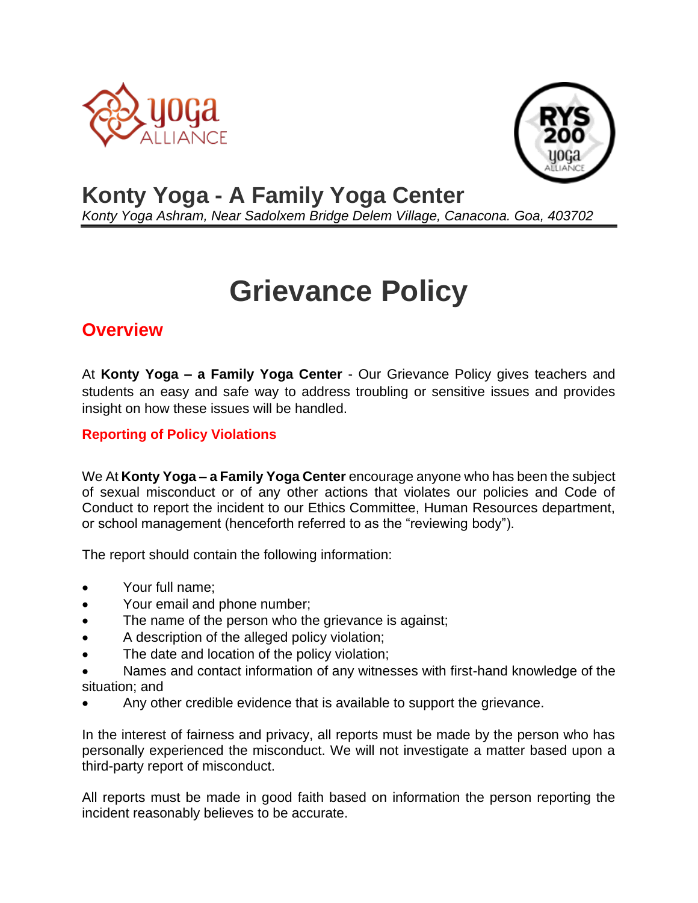# Konty Yoga - A Family Yoga Center

*Konty Yoga Ashram, Near Sadolxem Bridge Delem Village, Canacona. Goa, 403702*

# Grievance Policy

## Overview

At **Konty Yoga – a Family Yoga Center** - Our Grievance Policy gives teachers and students an easy and safe way to address troubling or sensitive issues and provides insight on how these issues will be handled.

### Reporting of Policy Violations

We At **Konty Yoga – a Family Yoga Center** encourage anyone who has been the subject of sexual misconduct or of any other actions that violates our policies and Code of Conduct to report the incident to our Ethics Committee, Human Resources department, or school management (henceforth referred to as the "reviewing body").

The report should contain the following information:

- Your full name;
- Your email and phone number;
- The name of the person who the grievance is against;
- A description of the alleged policy violation;
- The date and location of the policy violation;
- Names and contact information of any witnesses with first-hand knowledge of the situation; and
- Any other credible evidence that is available to support the grievance.

In the interest of fairness and privacy, all reports must be made by the person who has personally experienced the misconduct. We will not investigate a matter based upon a third-party report of misconduct.

All reports must be made in good faith based on information the person reporting the incident reasonably believes to be accurate.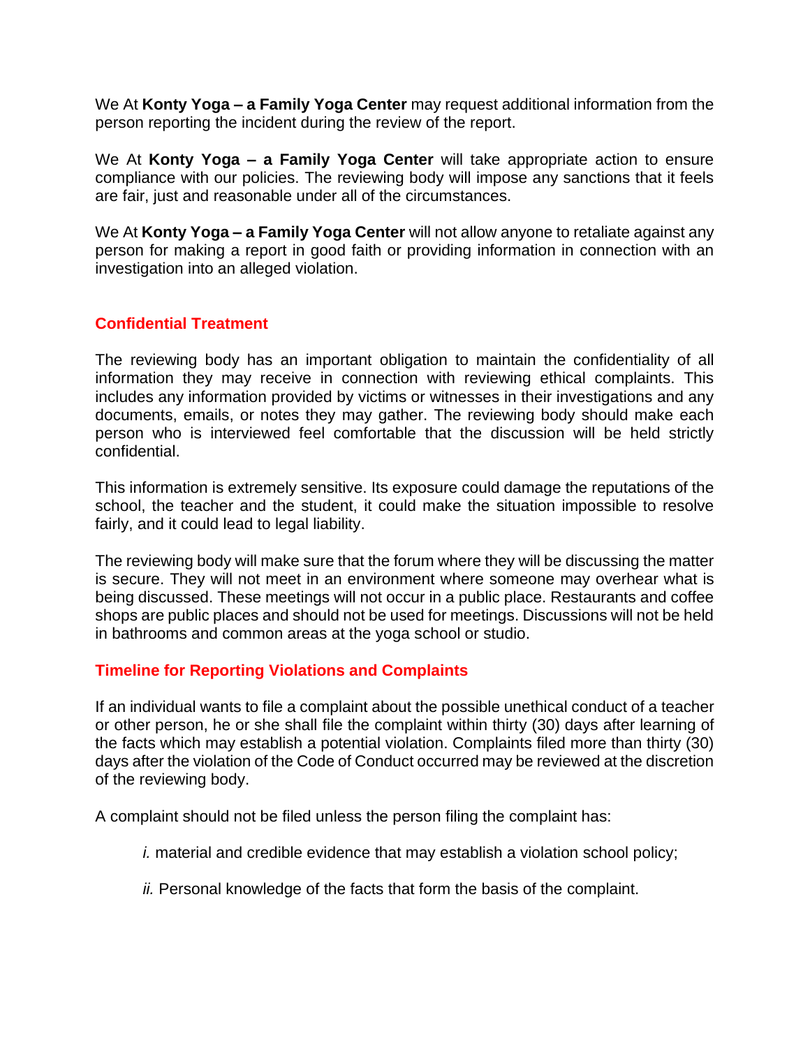We At **Konty Yoga – a Family Yoga Center** may request additional information from the person reporting the incident during the review of the report.

We At **Konty Yoga – a Family Yoga Center** will take appropriate action to ensure compliance with our policies. The reviewing body will impose any sanctions that it feels are fair, just and reasonable under all of the circumstances.

We At **Konty Yoga – a Family Yoga Center** will not allow anyone to retaliate against any person for making a report in good faith or providing information in connection with an investigation into an alleged violation.

## Confidential Treatment

The reviewing body has an important obligation to maintain the confidentiality of all information they may receive in connection with reviewing ethical complaints. This includes any information provided by victims or witnesses in their investigations and any documents, emails, or notes they may gather. The reviewing body should make each person who is interviewed feel comfortable that the discussion will be held strictly confidential.

This information is extremely sensitive. Its exposure could damage the reputations of the school, the teacher and the student, it could make the situation impossible to resolve fairly, and it could lead to legal liability.

The reviewing body will make sure that the forum where they will be discussing the matter is secure. They will not meet in an environment where someone may overhear what is being discussed. These meetings will not occur in a public place. Restaurants and coffee shops are public places and should not be used for meetings. Discussions will not be held in bathrooms and common areas at the yoga school or studio.

## Timeline for Reporting Violations and Complaints

If an individual wants to file a complaint about the possible unethical conduct of a teacher or other person, he or she shall file the complaint within thirty (30) days after learning of the facts which may establish a potential violation. Complaints filed more than thirty (30) days after the violation of the Code of Conduct occurred may be reviewed at the discretion of the reviewing body.

A complaint should not be filed unless the person filing the complaint has:

*i.* material and credible evidence that may establish a violation school policy;

*ii.* Personal knowledge of the facts that form the basis of the complaint.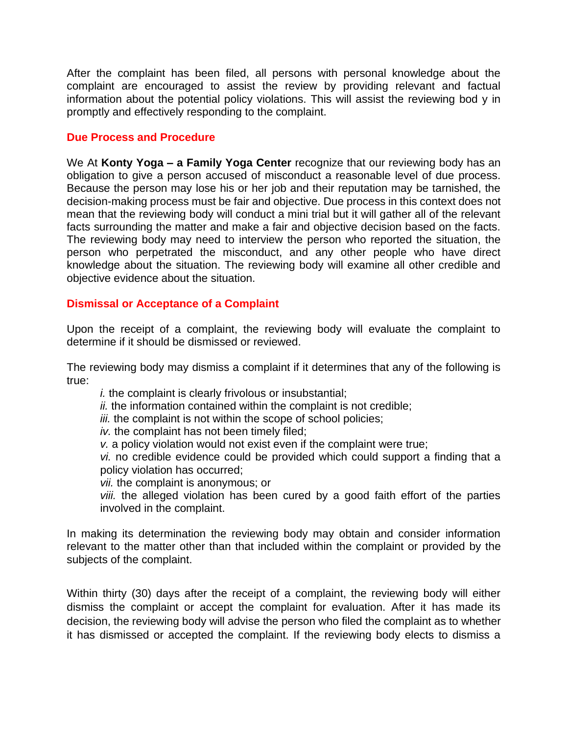After the complaint has been filed, all persons with personal knowledge about the complaint are encouraged to assist the review by providing relevant and factual information about the potential policy violations. This will assist the reviewing bod y in promptly and effectively responding to the complaint.

## Due Process and Procedure

We At **Konty Yoga – a Family Yoga Center** recognize that our reviewing body has an obligation to give a person accused of misconduct a reasonable level of due process. Because the person may lose his or her job and their reputation may be tarnished, the decision-making process must be fair and objective. Due process in this context does not mean that the reviewing body will conduct a mini trial but it will gather all of the relevant facts surrounding the matter and make a fair and objective decision based on the facts. The reviewing body may need to interview the person who reported the situation, the person who perpetrated the misconduct, and any other people who have direct knowledge about the situation. The reviewing body will examine all other credible and objective evidence about the situation.

## Dismissal or Acceptance of a Complaint

Upon the receipt of a complaint, the reviewing body will evaluate the complaint to determine if it should be dismissed or reviewed.

The reviewing body may dismiss a complaint if it determines that any of the following is true:

*i.* the complaint is clearly frivolous or insubstantial;
*ii.* the information contained within the complaint is not credible;
*iii.* the complaint is not within the scope of school policies;
*iv.* the complaint has not been timely filed;
*v.* a policy violation would not exist even if the complaint were true;
*vi.* no credible evidence could be provided which could support a finding that a policy violation has occurred;
*vii.* the complaint is anonymous; or
*viii.* the alleged violation has been cured by a good faith effort of the parties involved in the complaint.

In making its determination the reviewing body may obtain and consider information relevant to the matter other than that included within the complaint or provided by the subjects of the complaint.

Within thirty (30) days after the receipt of a complaint, the reviewing body will either dismiss the complaint or accept the complaint for evaluation. After it has made its decision, the reviewing body will advise the person who filed the complaint as to whether it has dismissed or accepted the complaint. If the reviewing body elects to dismiss a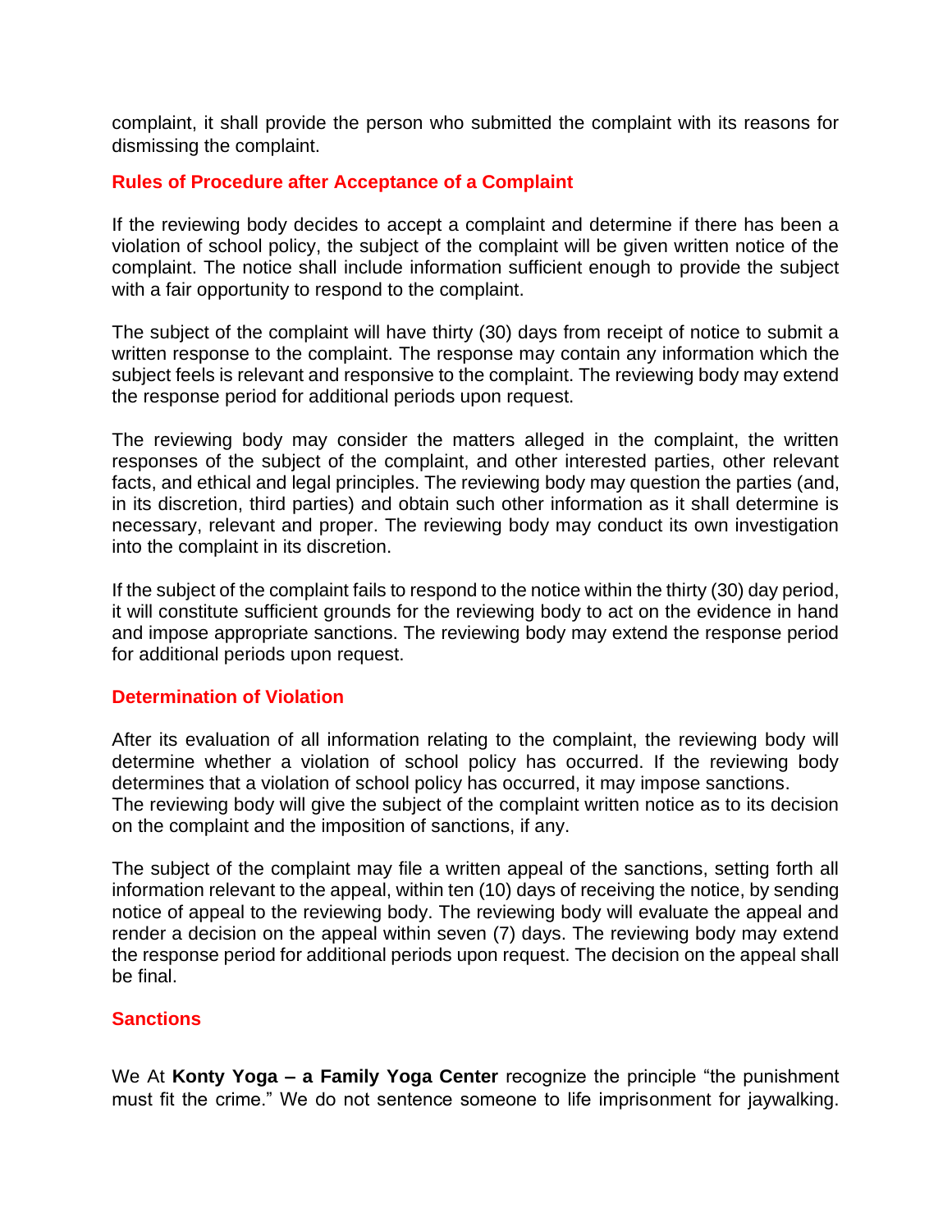complaint, it shall provide the person who submitted the complaint with its reasons for dismissing the complaint.

## Rules of Procedure after Acceptance of a Complaint

If the reviewing body decides to accept a complaint and determine if there has been a violation of school policy, the subject of the complaint will be given written notice of the complaint. The notice shall include information sufficient enough to provide the subject with a fair opportunity to respond to the complaint.

The subject of the complaint will have thirty (30) days from receipt of notice to submit a written response to the complaint. The response may contain any information which the subject feels is relevant and responsive to the complaint. The reviewing body may extend the response period for additional periods upon request.

The reviewing body may consider the matters alleged in the complaint, the written responses of the subject of the complaint, and other interested parties, other relevant facts, and ethical and legal principles. The reviewing body may question the parties (and, in its discretion, third parties) and obtain such other information as it shall determine is necessary, relevant and proper. The reviewing body may conduct its own investigation into the complaint in its discretion.

If the subject of the complaint fails to respond to the notice within the thirty (30) day period, it will constitute sufficient grounds for the reviewing body to act on the evidence in hand and impose appropriate sanctions. The reviewing body may extend the response period for additional periods upon request.

## Determination of Violation

After its evaluation of all information relating to the complaint, the reviewing body will determine whether a violation of school policy has occurred. If the reviewing body determines that a violation of school policy has occurred, it may impose sanctions.
The reviewing body will give the subject of the complaint written notice as to its decision on the complaint and the imposition of sanctions, if any.

The subject of the complaint may file a written appeal of the sanctions, setting forth all information relevant to the appeal, within ten (10) days of receiving the notice, by sending notice of appeal to the reviewing body. The reviewing body will evaluate the appeal and render a decision on the appeal within seven (7) days. The reviewing body may extend the response period for additional periods upon request. The decision on the appeal shall be final.

## Sanctions

We At **Konty Yoga – a Family Yoga Center** recognize the principle "the punishment must fit the crime." We do not sentence someone to life imprisonment for jaywalking.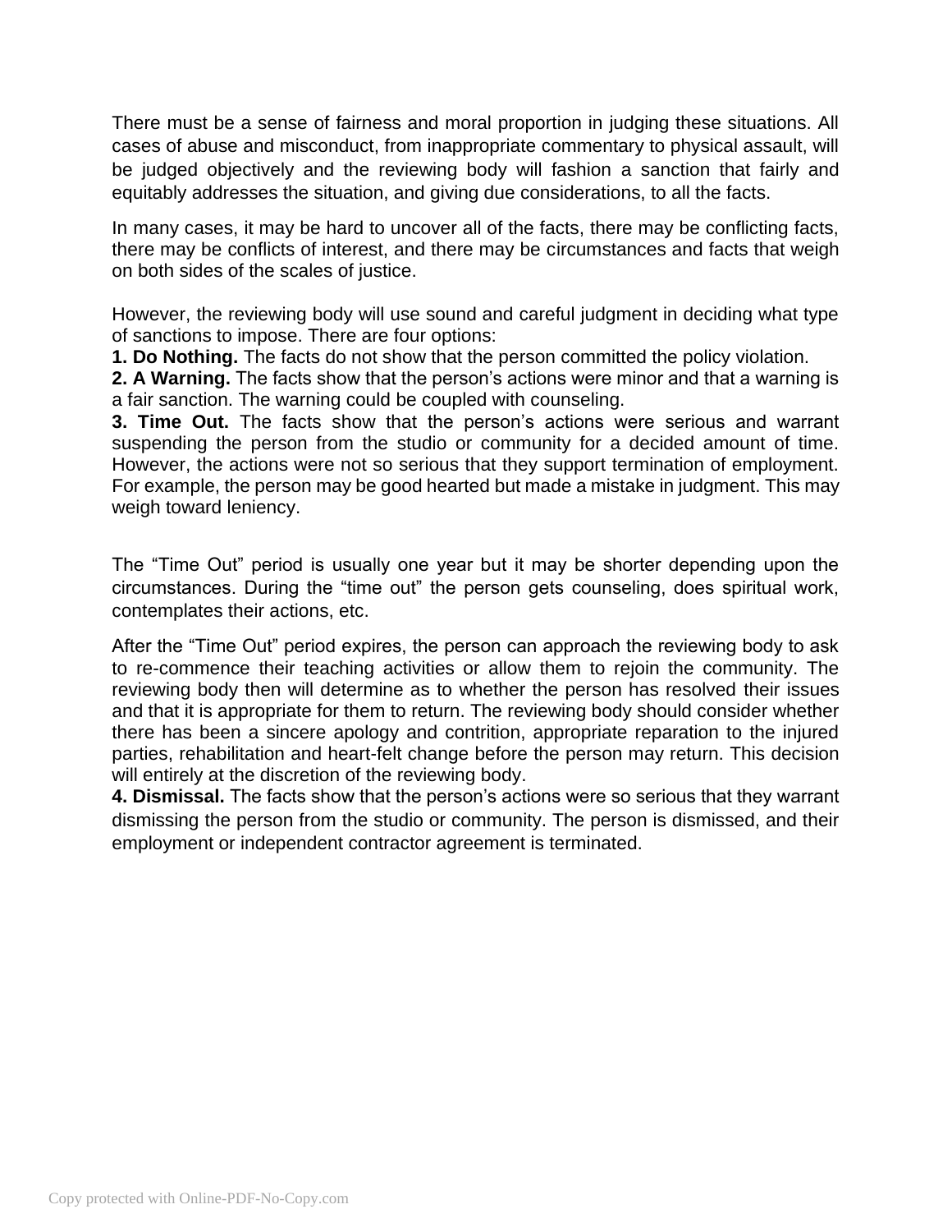There must be a sense of fairness and moral proportion in judging these situations. All cases of abuse and misconduct, from inappropriate commentary to physical assault, will be judged objectively and the reviewing body will fashion a sanction that fairly and equitably addresses the situation, and giving due considerations, to all the facts.

In many cases, it may be hard to uncover all of the facts, there may be conflicting facts, there may be conflicts of interest, and there may be circumstances and facts that weigh on both sides of the scales of justice.

However, the reviewing body will use sound and careful judgment in deciding what type of sanctions to impose. There are four options:

**1. Do Nothing.** The facts do not show that the person committed the policy violation.

**2. A Warning.** The facts show that the person's actions were minor and that a warning is a fair sanction. The warning could be coupled with counseling.

**3. Time Out.** The facts show that the person's actions were serious and warrant suspending the person from the studio or community for a decided amount of time. However, the actions were not so serious that they support termination of employment. For example, the person may be good hearted but made a mistake in judgment. This may weigh toward leniency.

The "Time Out" period is usually one year but it may be shorter depending upon the circumstances. During the "time out" the person gets counseling, does spiritual work, contemplates their actions, etc.

After the "Time Out" period expires, the person can approach the reviewing body to ask to re-commence their teaching activities or allow them to rejoin the community. The reviewing body then will determine as to whether the person has resolved their issues and that it is appropriate for them to return. The reviewing body should consider whether there has been a sincere apology and contrition, appropriate reparation to the injured parties, rehabilitation and heart-felt change before the person may return. This decision will entirely at the discretion of the reviewing body.

**4. Dismissal.** The facts show that the person's actions were so serious that they warrant dismissing the person from the studio or community. The person is dismissed, and their employment or independent contractor agreement is terminated.